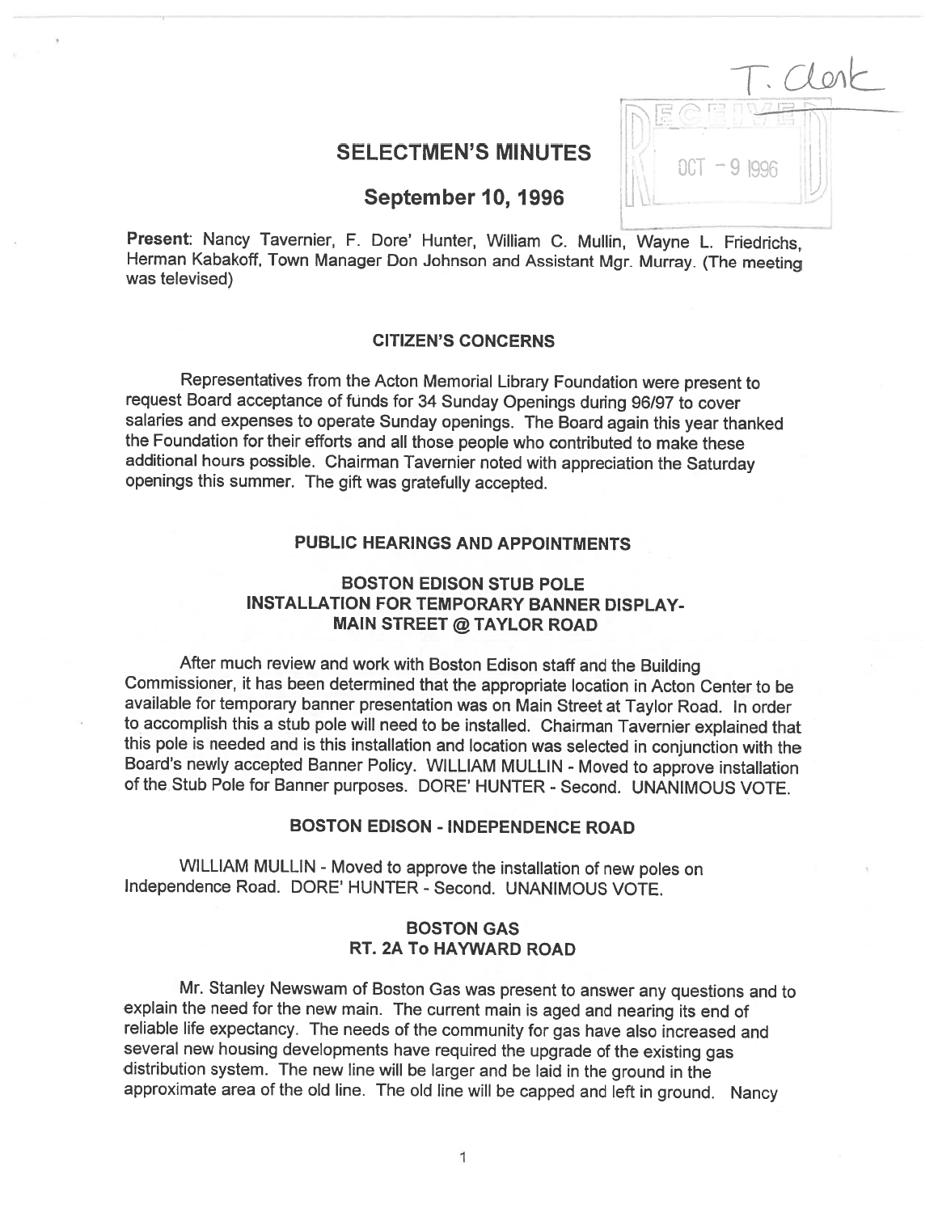T. Clerk

RECEIVED OCT - 9 1996

# SELECTMEN'S MINUTES

## September 10, 1996

**Present**: Nancy Tavernier, F. Dore' Hunter, William C. Mullin, Wayne L. Friedrichs, Herman Kabakoff, Town Manager Don Johnson and Assistant Mgr. Murray. (The meeting was televised)

### CITIZEN'S CONCERNS

Representatives from the Acton Memorial Library Foundation were present to request Board acceptance of funds for 34 Sunday Openings during 96/97 to cover salaries and expenses to operate Sunday openings. The Board again this year thanked the Foundation for their efforts and all those people who contributed to make these additional hours possible. Chairman Tavernier noted with appreciation the Saturday openings this summer. The gift was gratefully accepted.

### PUBLIC HEARINGS AND APPOINTMENTS

### BOSTON EDISON STUB POLE INSTALLATION FOR TEMPORARY BANNER DISPLAY- MAIN STREET @ TAYLOR ROAD

After much review and work with Boston Edison staff and the Building Commissioner, it has been determined that the appropriate location in Acton Center to be available for temporary banner presentation was on Main Street at Taylor Road. In order to accomplish this a stub pole will need to be installed. Chairman Tavernier explained that this pole is needed and is this installation and location was selected in conjunction with the Board's newly accepted Banner Policy. WILLIAM MULLIN - Moved to approve installation of the Stub Pole for Banner purposes. DORE' HUNTER - Second. UNANIMOUS VOTE.

### BOSTON EDISON - INDEPENDENCE ROAD

WILLIAM MULLIN - Moved to approve the installation of new poles on Independence Road. DORE' HUNTER - Second. UNANIMOUS VOTE.

### BOSTON GAS RT. 2A To HAYWARD ROAD

Mr. Stanley Newswam of Boston Gas was present to answer any questions and to explain the need for the new main. The current main is aged and nearing its end of reliable life expectancy. The needs of the community for gas have also increased and several new housing developments have required the upgrade of the existing gas distribution system. The new line will be larger and be laid in the ground in the approximate area of the old line. The old line will be capped and left in ground. Nancy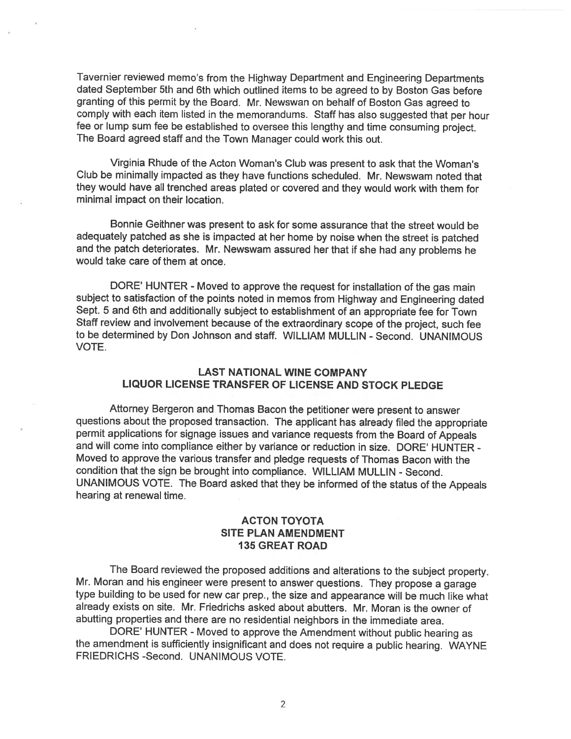Tavernier reviewed memo's from the Highway Department and Engineering Departments dated September 5th and 6th which outlined items to be agreed to by Boston Gas before granting of this permit by the Board. Mr. Newswan on behalf of Boston Gas agreed to comply with each item listed in the memorandums. Staff has also suggested that per hour fee or lump sum fee be established to oversee this lengthy and time consuming project. The Board agreed staff and the Town Manager could work this out.

Virginia Rhude of the Acton Woman's Club was present to ask that the Woman's Club be minimally impacted as they have functions scheduled. Mr. Newswam noted that they would have all trenched areas plated or covered and they would work with them for minimal impact on their location.

Bonnie Geithner was present to ask for some assurance that the street would be adequately patched as she is impacted at her home by noise when the street is patched and the patch deteriorates. Mr. Newswam assured her that if she had any problems he would take care of them at once.

DORE' HUNTER - Moved to approve the request for installation of the gas main subject to satisfaction of the points noted in memos from Highway and Engineering dated Sept. 5 and 6th and additionally subject to establishment of an appropriate fee for Town Staff review and involvement because of the extraordinary scope of the project, such fee to be determined by Don Johnson and staff. WILLIAM MULLIN - Second. UNANIMOUS VOTE.

## LAST NATIONAL WINE COMPANY
## LIQUOR LICENSE TRANSFER OF LICENSE AND STOCK PLEDGE

Attorney Bergeron and Thomas Bacon the petitioner were present to answer questions about the proposed transaction. The applicant has already filed the appropriate permit applications for signage issues and variance requests from the Board of Appeals and will come into compliance either by variance or reduction in size. DORE' HUNTER - Moved to approve the various transfer and pledge requests of Thomas Bacon with the condition that the sign be brought into compliance. WILLIAM MULLIN - Second. UNANIMOUS VOTE. The Board asked that they be informed of the status of the Appeals hearing at renewal time.

## ACTON TOYOTA
## SITE PLAN AMENDMENT
## 135 GREAT ROAD

The Board reviewed the proposed additions and alterations to the subject property. Mr. Moran and his engineer were present to answer questions. They propose a garage type building to be used for new car prep., the size and appearance will be much like what already exists on site. Mr. Friedrichs asked about abutters. Mr. Moran is the owner of abutting properties and there are no residential neighbors in the immediate area.

DORE' HUNTER - Moved to approve the Amendment without public hearing as the amendment is sufficiently insignificant and does not require a public hearing. WAYNE FRIEDRICHS -Second. UNANIMOUS VOTE.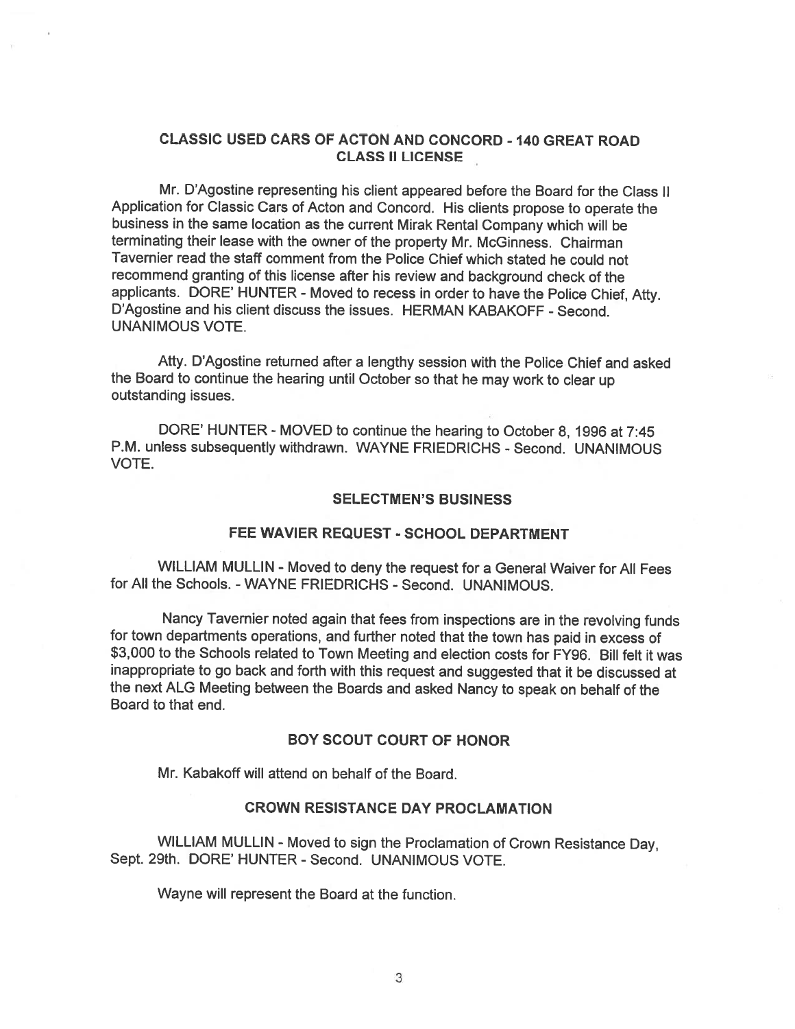## CLASSIC USED CARS OF ACTON AND CONCORD - 140 GREAT ROAD
## CLASS II LICENSE

Mr. D'Agostine representing his client appeared before the Board for the Class II Application for Classic Cars of Acton and Concord. His clients propose to operate the business in the same location as the current Mirak Rental Company which will be terminating their lease with the owner of the property Mr. McGinness. Chairman Tavernier read the staff comment from the Police Chief which stated he could not recommend granting of this license after his review and background check of the applicants. DORE' HUNTER - Moved to recess in order to have the Police Chief, Atty. D'Agostine and his client discuss the issues. HERMAN KABAKOFF - Second. UNANIMOUS VOTE.

Atty. D'Agostine returned after a lengthy session with the Police Chief and asked the Board to continue the hearing until October so that he may work to clear up outstanding issues.

DORE' HUNTER - MOVED to continue the hearing to October 8, 1996 at 7:45 P.M. unless subsequently withdrawn. WAYNE FRIEDRICHS - Second. UNANIMOUS VOTE.

## SELECTMEN'S BUSINESS

### FEE WAVIER REQUEST - SCHOOL DEPARTMENT

WILLIAM MULLIN - Moved to deny the request for a General Waiver for All Fees for All the Schools. - WAYNE FRIEDRICHS - Second. UNANIMOUS.

Nancy Tavernier noted again that fees from inspections are in the revolving funds for town departments operations, and further noted that the town has paid in excess of $3,000 to the Schools related to Town Meeting and election costs for FY96. Bill felt it was inappropriate to go back and forth with this request and suggested that it be discussed at the next ALG Meeting between the Boards and asked Nancy to speak on behalf of the Board to that end.

### BOY SCOUT COURT OF HONOR

Mr. Kabakoff will attend on behalf of the Board.

### CROWN RESISTANCE DAY PROCLAMATION

WILLIAM MULLIN - Moved to sign the Proclamation of Crown Resistance Day, Sept. 29th. DORE' HUNTER - Second. UNANIMOUS VOTE.

Wayne will represent the Board at the function.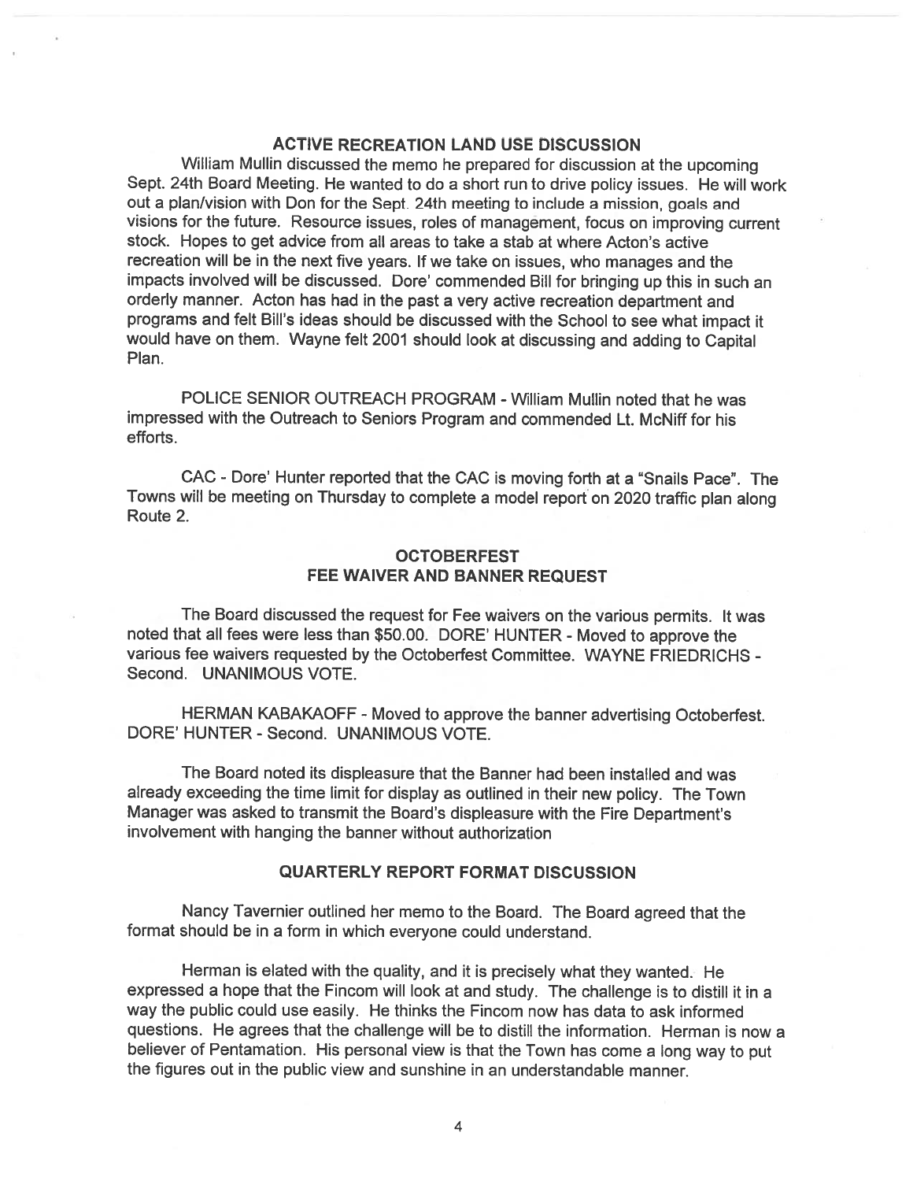## ACTIVE RECREATION LAND USE DISCUSSION

William Mullin discussed the memo he prepared for discussion at the upcoming Sept. 24th Board Meeting. He wanted to do a short run to drive policy issues. He will work out a plan/vision with Don for the Sept. 24th meeting to include a mission, goals and visions for the future. Resource issues, roles of management, focus on improving current stock. Hopes to get advice from all areas to take a stab at where Acton's active recreation will be in the next five years. If we take on issues, who manages and the impacts involved will be discussed. Dore' commended Bill for bringing up this in such an orderly manner. Acton has had in the past a very active recreation department and programs and felt Bill's ideas should be discussed with the School to see what impact it would have on them. Wayne felt 2001 should look at discussing and adding to Capital Plan.

POLICE SENIOR OUTREACH PROGRAM - William Mullin noted that he was impressed with the Outreach to Seniors Program and commended Lt. McNiff for his efforts.

CAC - Dore' Hunter reported that the CAC is moving forth at a "Snails Pace". The Towns will be meeting on Thursday to complete a model report on 2020 traffic plan along Route 2.

## OCTOBERFEST
## FEE WAIVER AND BANNER REQUEST

The Board discussed the request for Fee waivers on the various permits. It was noted that all fees were less than $50.00. DORE' HUNTER - Moved to approve the various fee waivers requested by the Octoberfest Committee. WAYNE FRIEDRICHS - Second. UNANIMOUS VOTE.

HERMAN KABAKAOFF - Moved to approve the banner advertising Octoberfest. DORE' HUNTER - Second. UNANIMOUS VOTE.

The Board noted its displeasure that the Banner had been installed and was already exceeding the time limit for display as outlined in their new policy. The Town Manager was asked to transmit the Board's displeasure with the Fire Department's involvement with hanging the banner without authorization

## QUARTERLY REPORT FORMAT DISCUSSION

Nancy Tavernier outlined her memo to the Board. The Board agreed that the format should be in a form in which everyone could understand.

Herman is elated with the quality, and it is precisely what they wanted. He expressed a hope that the Fincom will look at and study. The challenge is to distill it in a way the public could use easily. He thinks the Fincom now has data to ask informed questions. He agrees that the challenge will be to distill the information. Herman is now a believer of Pentamation. His personal view is that the Town has come a long way to put the figures out in the public view and sunshine in an understandable manner.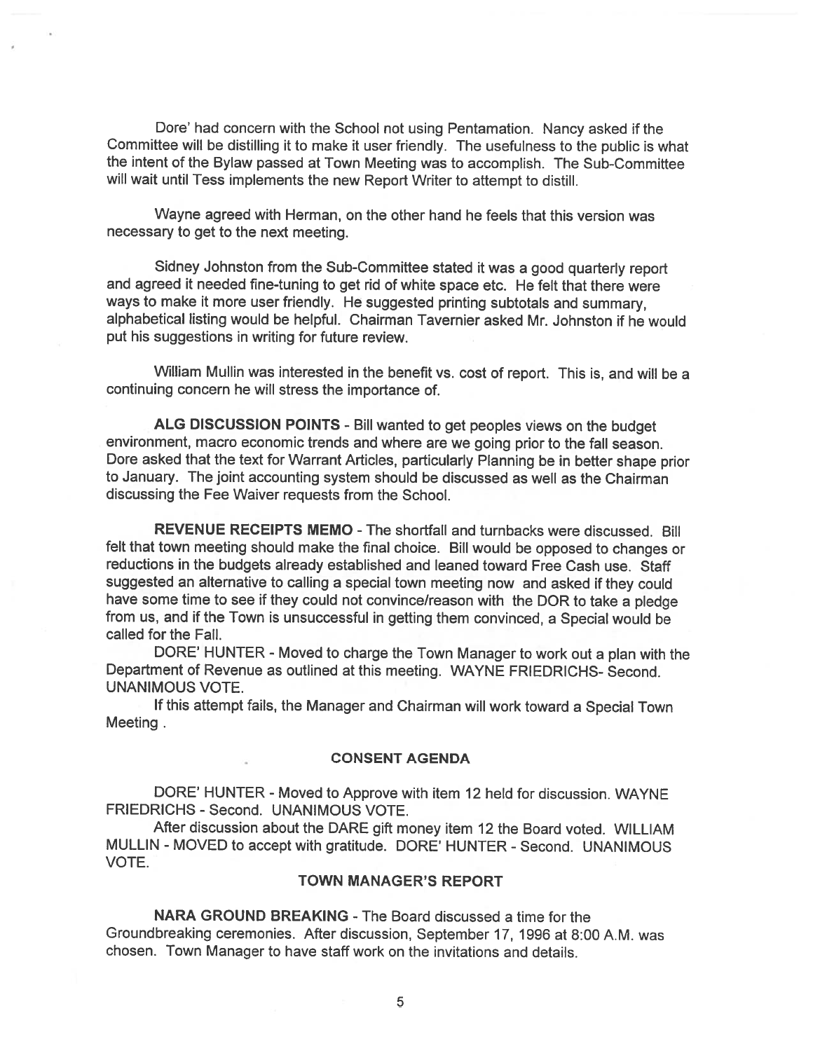Dore' had concern with the School not using Pentamation. Nancy asked if the Committee will be distilling it to make it user friendly. The usefulness to the public is what the intent of the Bylaw passed at Town Meeting was to accomplish. The Sub-Committee will wait until Tess implements the new Report Writer to attempt to distill.

Wayne agreed with Herman, on the other hand he feels that this version was necessary to get to the next meeting.

Sidney Johnston from the Sub-Committee stated it was a good quarterly report and agreed it needed fine-tuning to get rid of white space etc. He felt that there were ways to make it more user friendly. He suggested printing subtotals and summary, alphabetical listing would be helpful. Chairman Tavernier asked Mr. Johnston if he would put his suggestions in writing for future review.

William Mullin was interested in the benefit vs. cost of report. This is, and will be a continuing concern he will stress the importance of.

**ALG DISCUSSION POINTS** - Bill wanted to get peoples views on the budget environment, macro economic trends and where are we going prior to the fall season. Dore asked that the text for Warrant Articles, particularly Planning be in better shape prior to January. The joint accounting system should be discussed as well as the Chairman discussing the Fee Waiver requests from the School.

**REVENUE RECEIPTS MEMO** - The shortfall and turnbacks were discussed. Bill felt that town meeting should make the final choice. Bill would be opposed to changes or reductions in the budgets already established and leaned toward Free Cash use. Staff suggested an alternative to calling a special town meeting now and asked if they could have some time to see if they could not convince/reason with the DOR to take a pledge from us, and if the Town is unsuccessful in getting them convinced, a Special would be called for the Fall.

DORE' HUNTER - Moved to charge the Town Manager to work out a plan with the Department of Revenue as outlined at this meeting. WAYNE FRIEDRICHS- Second. UNANIMOUS VOTE.

If this attempt fails, the Manager and Chairman will work toward a Special Town Meeting .

## CONSENT AGENDA

DORE' HUNTER - Moved to Approve with item 12 held for discussion. WAYNE FRIEDRICHS - Second. UNANIMOUS VOTE.

After discussion about the DARE gift money item 12 the Board voted. WILLIAM MULLIN - MOVED to accept with gratitude. DORE' HUNTER - Second. UNANIMOUS VOTE.

## TOWN MANAGER'S REPORT

**NARA GROUND BREAKING** - The Board discussed a time for the Groundbreaking ceremonies. After discussion, September 17, 1996 at 8:00 A.M. was chosen. Town Manager to have staff work on the invitations and details.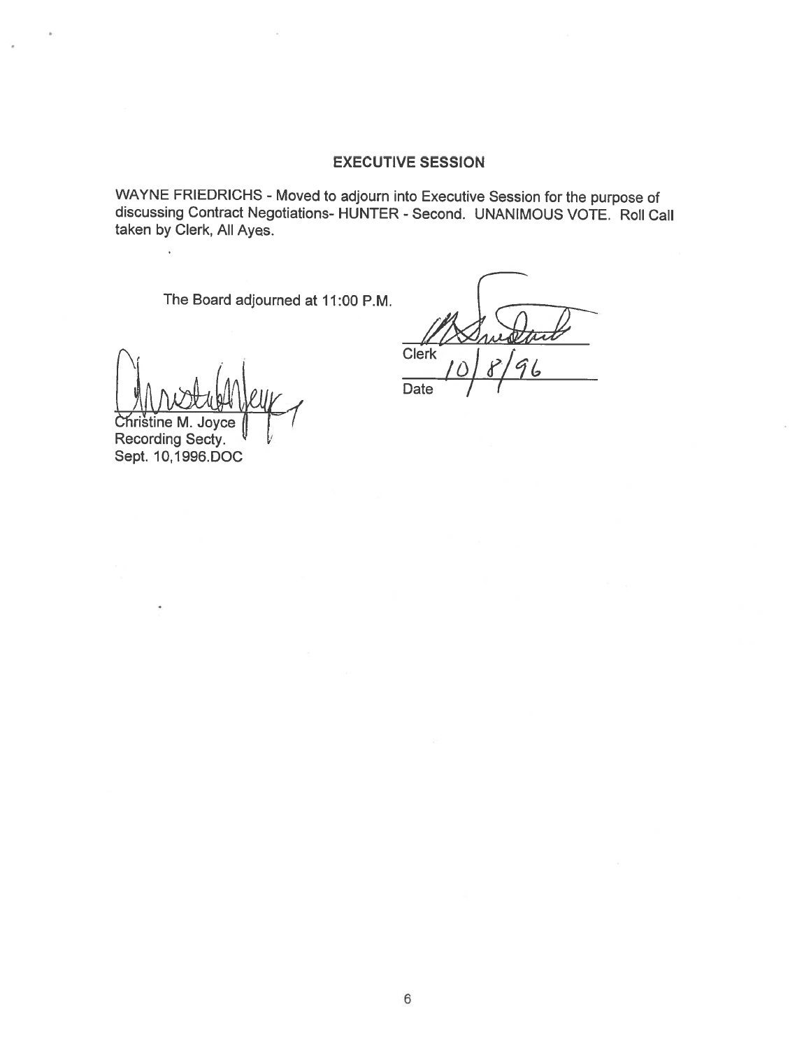## EXECUTIVE SESSION

WAYNE FRIEDRICHS - Moved to adjourn into Executive Session for the purpose of discussing Contract Negotiations- HUNTER - Second. UNANIMOUS VOTE. Roll Call taken by Clerk, All Ayes.

The Board adjourned at 11:00 P.M.

Clerk

10/8/96
Date

Christine M. Joyce
Recording Secty.
Sept. 10,1996.DOC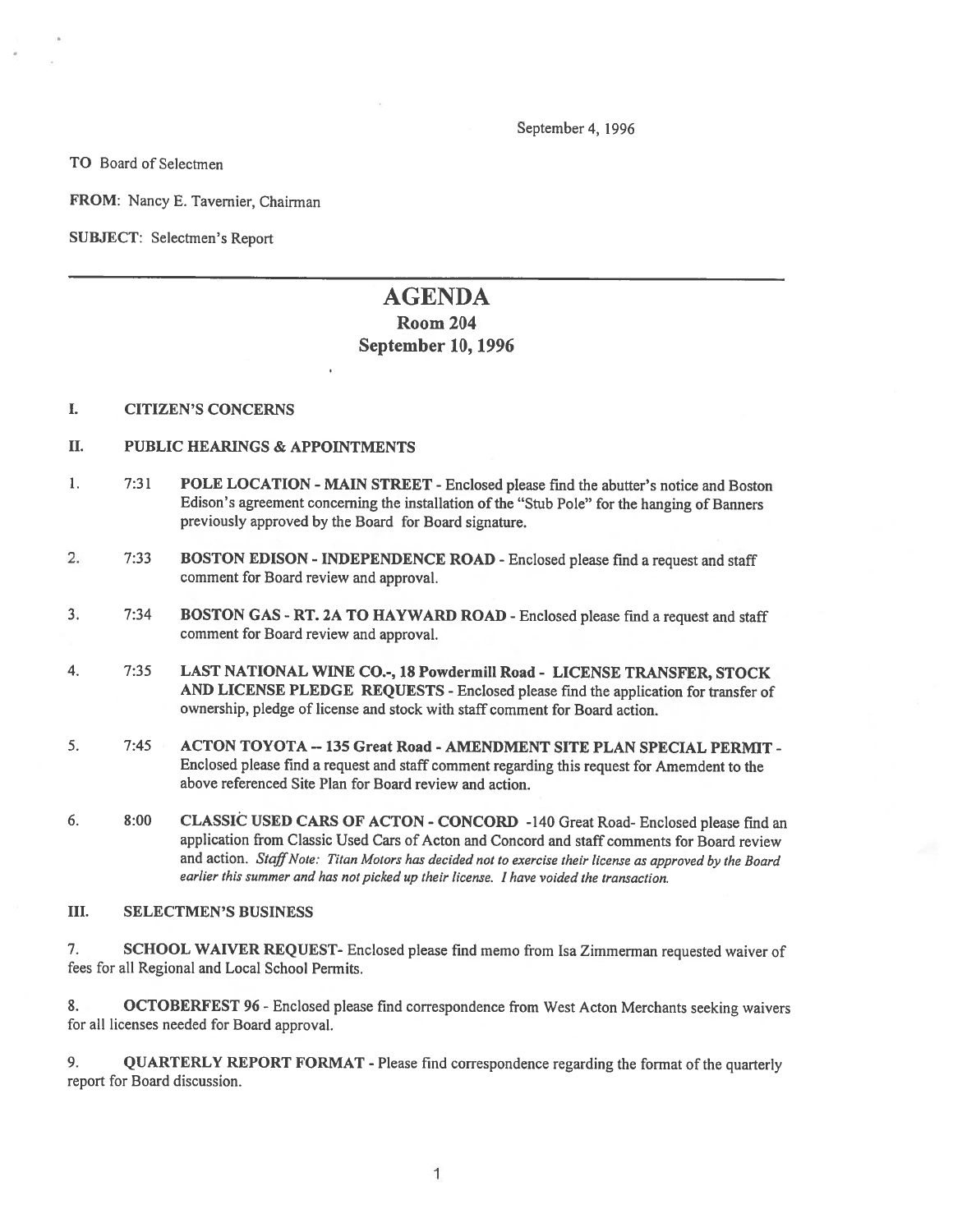September 4, 1996

**TO** Board of Selectmen

**FROM**: Nancy E. Tavernier, Chairman

**SUBJECT**: Selectmen's Report

# AGENDA

## Room 204

## September 10, 1996

**I. CITIZEN'S CONCERNS**

**II. PUBLIC HEARINGS & APPOINTMENTS**

1. 7:31 **POLE LOCATION - MAIN STREET** - Enclosed please find the abutter's notice and Boston Edison's agreement concerning the installation of the "Stub Pole" for the hanging of Banners previously approved by the Board for Board signature.

2. 7:33 **BOSTON EDISON - INDEPENDENCE ROAD** - Enclosed please find a request and staff comment for Board review and approval.

3. 7:34 **BOSTON GAS - RT. 2A TO HAYWARD ROAD** - Enclosed please find a request and staff comment for Board review and approval.

4. 7:35 **LAST NATIONAL WINE CO.-, 18 Powdermill Road - LICENSE TRANSFER, STOCK AND LICENSE PLEDGE REQUESTS** - Enclosed please find the application for transfer of ownership, pledge of license and stock with staff comment for Board action.

5. 7:45 **ACTON TOYOTA -- 135 Great Road - AMENDMENT SITE PLAN SPECIAL PERMIT** - Enclosed please find a request and staff comment regarding this request for Amemdent to the above referenced Site Plan for Board review and action.

6. 8:00 **CLASSIC USED CARS OF ACTON - CONCORD** -140 Great Road- Enclosed please find an application from Classic Used Cars of Acton and Concord and staff comments for Board review and action. *Staff Note: Titan Motors has decided not to exercise their license as approved by the Board earlier this summer and has not picked up their license. I have voided the transaction.*

**III. SELECTMEN'S BUSINESS**

7. **SCHOOL WAIVER REQUEST**- Enclosed please find memo from Isa Zimmerman requested waiver of fees for all Regional and Local School Permits.

8. **OCTOBERFEST 96** - Enclosed please find correspondence from West Acton Merchants seeking waivers for all licenses needed for Board approval.

9. **QUARTERLY REPORT FORMAT** - Please find correspondence regarding the format of the quarterly report for Board discussion.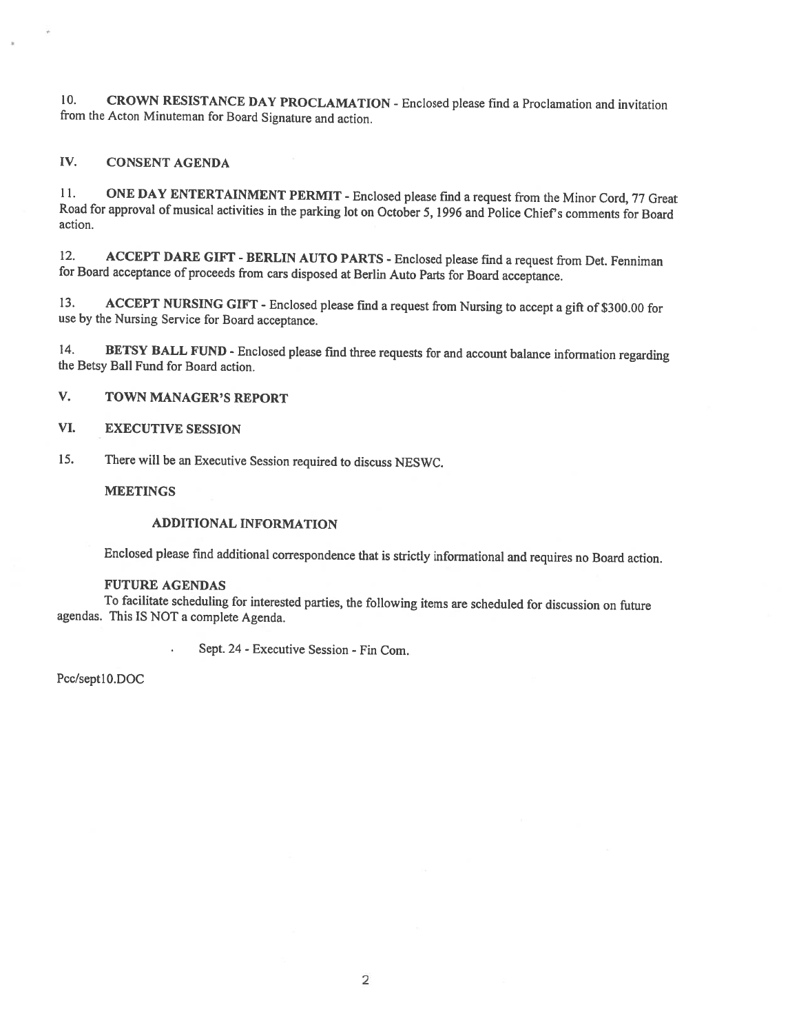10. **CROWN RESISTANCE DAY PROCLAMATION** - Enclosed please find a Proclamation and invitation from the Acton Minuteman for Board Signature and action.

## IV. CONSENT AGENDA

11. **ONE DAY ENTERTAINMENT PERMIT** - Enclosed please find a request from the Minor Cord, 77 Great Road for approval of musical activities in the parking lot on October 5, 1996 and Police Chief's comments for Board action.

12. **ACCEPT DARE GIFT - BERLIN AUTO PARTS** - Enclosed please find a request from Det. Fenniman for Board acceptance of proceeds from cars disposed at Berlin Auto Parts for Board acceptance.

13. **ACCEPT NURSING GIFT** - Enclosed please find a request from Nursing to accept a gift of $300.00 for use by the Nursing Service for Board acceptance.

14. **BETSY BALL FUND** - Enclosed please find three requests for and account balance information regarding the Betsy Ball Fund for Board action.

## V. TOWN MANAGER'S REPORT

## VI. EXECUTIVE SESSION

15. There will be an Executive Session required to discuss NESWC.

**MEETINGS**

**ADDITIONAL INFORMATION**

Enclosed please find additional correspondence that is strictly informational and requires no Board action.

**FUTURE AGENDAS**

To facilitate scheduling for interested parties, the following items are scheduled for discussion on future agendas. This IS NOT a complete Agenda.

- Sept. 24 - Executive Session - Fin Com.

Pcc/sept10.DOC